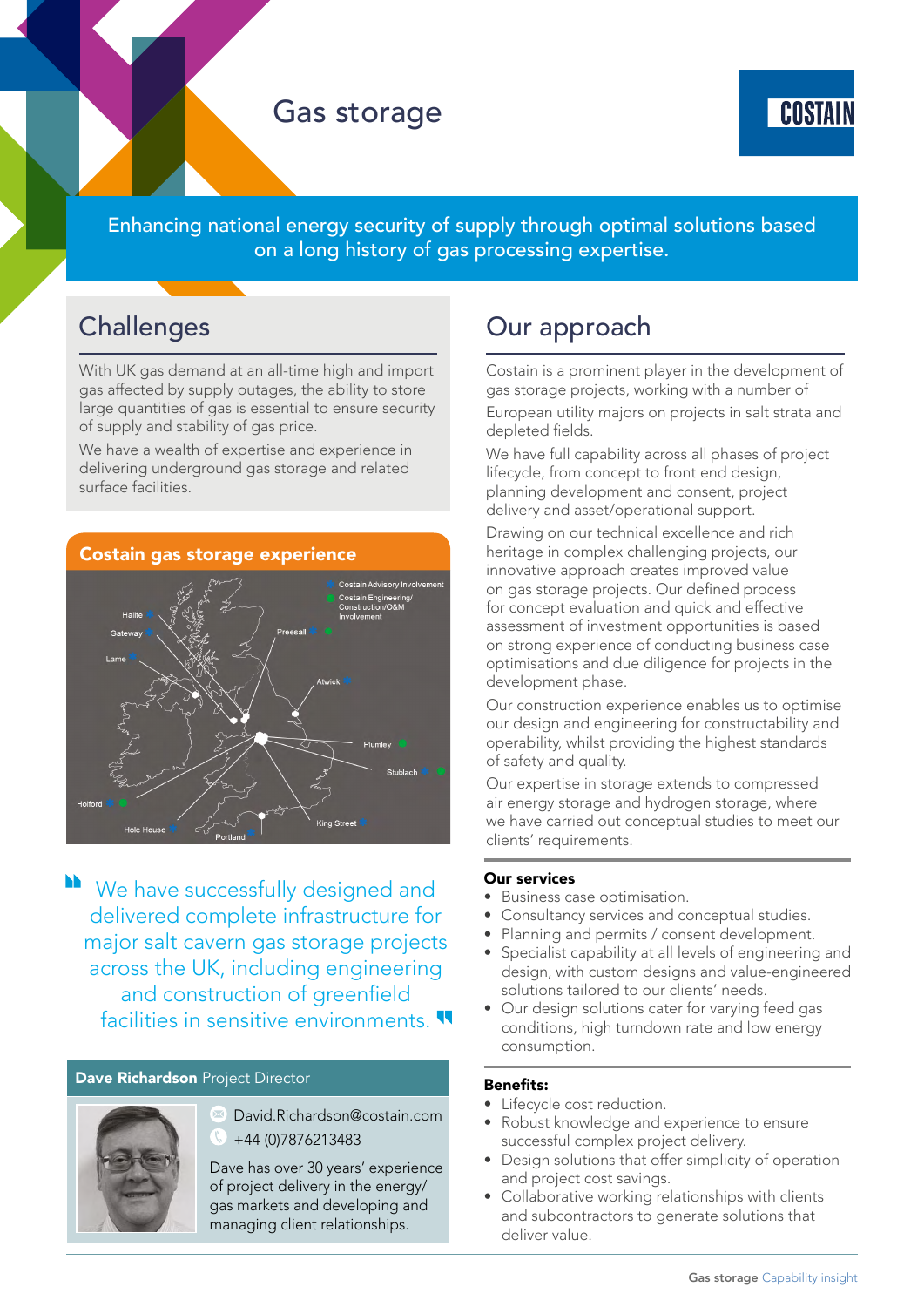# Gas storage

COSTAIN

Enhancing national energy security of supply through optimal solutions based on a long history of gas processing expertise.

## Challenges

With UK gas demand at an all-time high and import gas affected by supply outages, the ability to store large quantities of gas is essential to ensure security of supply and stability of gas price.

We have a wealth of expertise and experience in delivering underground gas storage and related surface facilities.

### Costain gas storage experience

Costain Advisory Involvement
Costain Engineering/Construction/O&M Involvement

Halite
Gateway
Larne
Preesall
Atwick
Plumley
Stublach
Holford
Hole House
Portland
King Street

> We have successfully designed and delivered complete infrastructure for major salt cavern gas storage projects across the UK, including engineering and construction of greenfield facilities in sensitive environments.

**Dave Richardson** Project Director

David.Richardson@costain.com

+44 (0)7876213483

Dave has over 30 years' experience of project delivery in the energy/gas markets and developing and managing client relationships.

## Our approach

Costain is a prominent player in the development of gas storage projects, working with a number of European utility majors on projects in salt strata and depleted fields.

We have full capability across all phases of project lifecycle, from concept to front end design, planning development and consent, project delivery and asset/operational support.

Drawing on our technical excellence and rich heritage in complex challenging projects, our innovative approach creates improved value on gas storage projects. Our defined process for concept evaluation and quick and effective assessment of investment opportunities is based on strong experience of conducting business case optimisations and due diligence for projects in the development phase.

Our construction experience enables us to optimise our design and engineering for constructability and operability, whilst providing the highest standards of safety and quality.

Our expertise in storage extends to compressed air energy storage and hydrogen storage, where we have carried out conceptual studies to meet our clients' requirements.

**Our services**

- Business case optimisation.
- Consultancy services and conceptual studies.
- Planning and permits / consent development.
- Specialist capability at all levels of engineering and design, with custom designs and value-engineered solutions tailored to our clients' needs.
- Our design solutions cater for varying feed gas conditions, high turndown rate and low energy consumption.

**Benefits:**

- Lifecycle cost reduction.
- Robust knowledge and experience to ensure successful complex project delivery.
- Design solutions that offer simplicity of operation and project cost savings.
- Collaborative working relationships with clients and subcontractors to generate solutions that deliver value.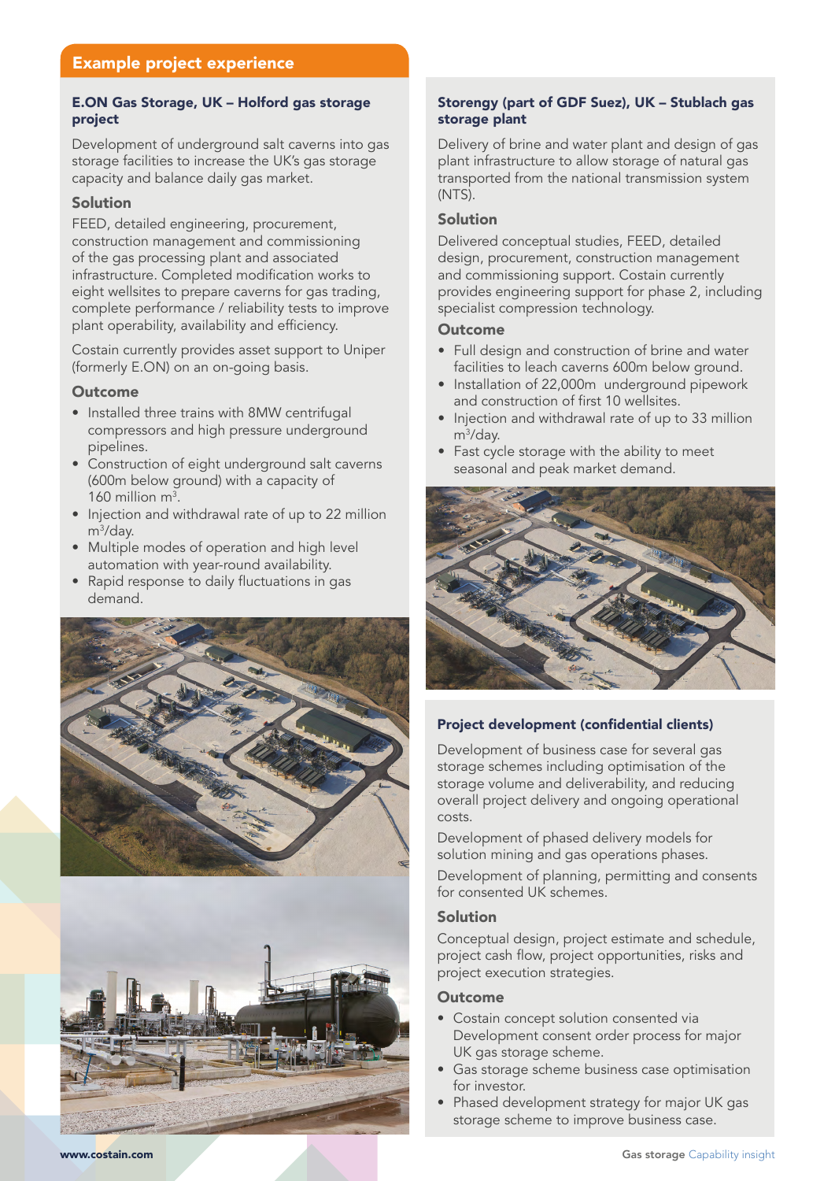## Example project experience

### E.ON Gas Storage, UK – Holford gas storage project

Development of underground salt caverns into gas storage facilities to increase the UK's gas storage capacity and balance daily gas market.

#### Solution

FEED, detailed engineering, procurement, construction management and commissioning of the gas processing plant and associated infrastructure. Completed modification works to eight wellsites to prepare caverns for gas trading, complete performance / reliability tests to improve plant operability, availability and efficiency.

Costain currently provides asset support to Uniper (formerly E.ON) on an on-going basis.

#### Outcome

- Installed three trains with 8MW centrifugal compressors and high pressure underground pipelines.
- Construction of eight underground salt caverns (600m below ground) with a capacity of 160 million $m^3$.
- Injection and withdrawal rate of up to 22 million $m^3$/day.
- Multiple modes of operation and high level automation with year-round availability.
- Rapid response to daily fluctuations in gas demand.

### Storengy (part of GDF Suez), UK – Stublach gas storage plant

Delivery of brine and water plant and design of gas plant infrastructure to allow storage of natural gas transported from the national transmission system (NTS).

#### Solution

Delivered conceptual studies, FEED, detailed design, procurement, construction management and commissioning support. Costain currently provides engineering support for phase 2, including specialist compression technology.

#### Outcome

- Full design and construction of brine and water facilities to leach caverns 600m below ground.
- Installation of 22,000m underground pipework and construction of first 10 wellsites.
- Injection and withdrawal rate of up to 33 million $m^3$/day.
- Fast cycle storage with the ability to meet seasonal and peak market demand.

### Project development (confidential clients)

Development of business case for several gas storage schemes including optimisation of the storage volume and deliverability, and reducing overall project delivery and ongoing operational costs.

Development of phased delivery models for solution mining and gas operations phases.

Development of planning, permitting and consents for consented UK schemes.

#### Solution

Conceptual design, project estimate and schedule, project cash flow, project opportunities, risks and project execution strategies.

#### Outcome

- Costain concept solution consented via Development consent order process for major UK gas storage scheme.
- Gas storage scheme business case optimisation for investor.
- Phased development strategy for major UK gas storage scheme to improve business case.